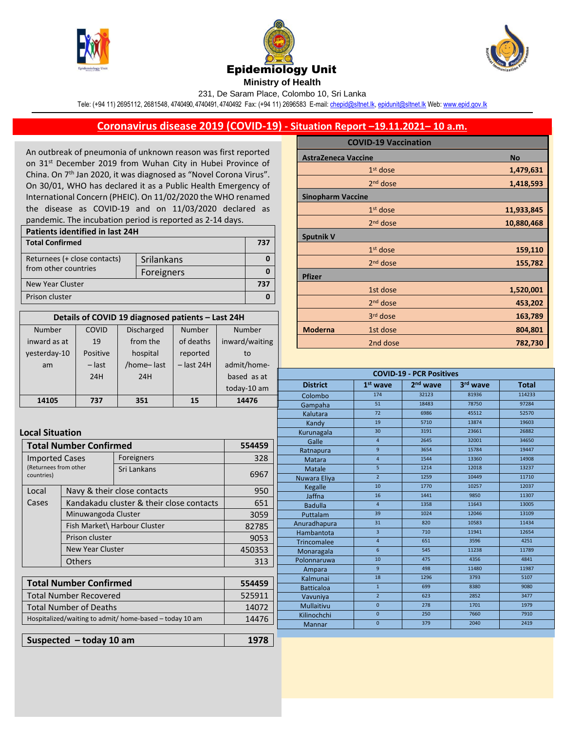# Epidemiology Unit

**Ministry of Health**

231, De Saram Place, Colombo 10, Sri Lanka

Tele: (+94 11) 2695112, 2681548, 4740490, 4740491, 4740492 Fax: (+94 11) 2696583 E-mail: chepid@sltnet.lk, epidunit@sltnet.lk Web: www.epid.gov.lk

## Coronavirus disease 2019 (COVID-19) - Situation Report –19.11.2021– 10 a.m.

An outbreak of pneumonia of unknown reason was first reported on 31st December 2019 from Wuhan City in Hubei Province of China. On 7th Jan 2020, it was diagnosed as "Novel Corona Virus". On 30/01, WHO has declared it as a Public Health Emergency of International Concern (PHEIC). On 11/02/2020 the WHO renamed the disease as COVID-19 and on 11/03/2020 declared as pandemic. The incubation period is reported as 2-14 days.

| Patients identified in last 24H | | |
|---|---|---|
| **Total Confirmed** | | **737** |
| Returnees (+ close contacts) from other countries | Srilankans | 0 |
| | Foreigners | 0 |
| New Year Cluster | | 737 |
| Prison cluster | | 0 |

| Details of COVID 19 diagnosed patients – Last 24H | | | | |
|---|---|---|---|---|
| Number inward as at yesterday-10 am | COVID 19 Positive – last 24H | Discharged from the hospital /home– last 24H | Number of deaths reported – last 24H | Number inward/waiting to admit/home-based as at today-10 am |
| **14105** | **737** | **351** | **15** | **14476** |

### Local Situation

| **Total Number Confirmed** | | **554459** |
|---|---|---|
| Imported Cases (Returnees from other countries) | Foreigners | 328 |
| | Sri Lankans | 6967 |
| Local Cases | Navy & their close contacts | 950 |
| | Kandakadu cluster & their close contacts | 651 |
| | Minuwangoda Cluster | 3059 |
| | Fish Market\ Harbour Cluster | 82785 |
| | Prison cluster | 9053 |
| | New Year Cluster | 450353 |
| | Others | 313 |

| **Total Number Confirmed** | **554459** |
|---|---|
| Total Number Recovered | 525911 |
| Total Number of Deaths | 14072 |
| Hospitalized/waiting to admit/ home-based – today 10 am | 14476 |

| **Suspected – today 10 am** | **1978** |
|---|---|

| COVID-19 Vaccination | | |
|---|---|---|
| **AstraZeneca Vaccine** | | **No** |
| | 1st dose | **1,479,631** |
| | 2nd dose | **1,418,593** |
| **Sinopharm Vaccine** | | |
| | 1st dose | **11,933,845** |
| | 2nd dose | **10,880,468** |
| **Sputnik V** | | |
| | 1st dose | **159,110** |
| | 2nd dose | **155,782** |
| **Pfizer** | | |
| | 1st dose | **1,520,001** |
| | 2nd dose | **453,202** |
| | 3rd dose | **163,789** |
| **Moderna** | 1st dose | **804,801** |
| | 2nd dose | **782,730** |

| COVID-19 - PCR Positives | | | | |
|---|---|---|---|---|
| **District** | **1st wave** | **2nd wave** | **3rd wave** | **Total** |
| Colombo | 174 | 32123 | 81936 | 114233 |
| Gampaha | 51 | 18483 | 78750 | 97284 |
| Kalutara | 72 | 6986 | 45512 | 52570 |
| Kandy | 19 | 5710 | 13874 | 19603 |
| Kurunagala | 30 | 3191 | 23661 | 26882 |
| Galle | 4 | 2645 | 32001 | 34650 |
| Ratnapura | 9 | 3654 | 15784 | 19447 |
| Matara | 4 | 1544 | 13360 | 14908 |
| Matale | 5 | 1214 | 12018 | 13237 |
| Nuwara Eliya | 2 | 1259 | 10449 | 11710 |
| Kegalle | 10 | 1770 | 10257 | 12037 |
| Jaffna | 16 | 1441 | 9850 | 11307 |
| Badulla | 4 | 1358 | 11643 | 13005 |
| Puttalam | 39 | 1024 | 12046 | 13109 |
| Anuradhapura | 31 | 820 | 10583 | 11434 |
| Hambantota | 3 | 710 | 11941 | 12654 |
| Trincomalee | 4 | 651 | 3596 | 4251 |
| Monaragala | 6 | 545 | 11238 | 11789 |
| Polonnaruwa | 10 | 475 | 4356 | 4841 |
| Ampara | 9 | 498 | 11480 | 11987 |
| Kalmunai | 18 | 1296 | 3793 | 5107 |
| Batticaloa | 1 | 699 | 8380 | 9080 |
| Vavuniya | 2 | 623 | 2852 | 3477 |
| Mullaitivu | 0 | 278 | 1701 | 1979 |
| Kilinochchi | 0 | 250 | 7660 | 7910 |
| Mannar | 0 | 379 | 2040 | 2419 |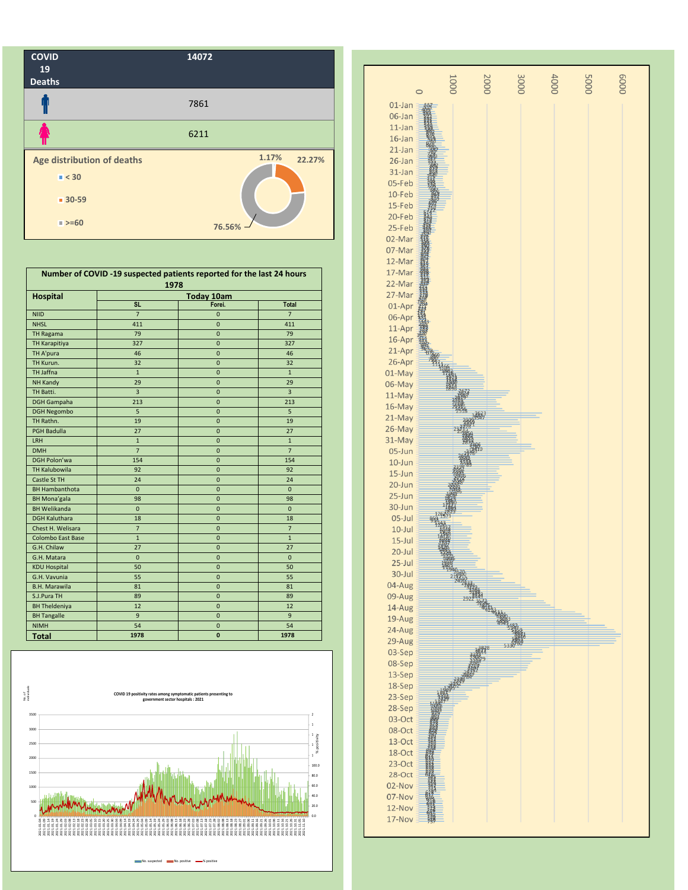| COVID 19 Deaths | 14072 |
|---|---|
| Male | 7861 |
| Female | 6211 |

**Age distribution of deaths**

- < 30
- 30-59
- >=60

1.17%
22.27%
76.56%

| Number of COVID -19 suspected patients reported for the last 24 hours 1978 | | | |
|---|---|---|---|
| Hospital | Today 10am | | |
| | SL | Forei. | Total |
| NIID | 7 | 0 | 7 |
| NHSL | 411 | 0 | 411 |
| TH Ragama | 79 | 0 | 79 |
| TH Karapitiya | 327 | 0 | 327 |
| TH A'pura | 46 | 0 | 46 |
| TH Kurun. | 32 | 0 | 32 |
| TH Jaffna | 1 | 0 | 1 |
| NH Kandy | 29 | 0 | 29 |
| TH Batti. | 3 | 0 | 3 |
| DGH Gampaha | 213 | 0 | 213 |
| DGH Negombo | 5 | 0 | 5 |
| TH Rathn. | 19 | 0 | 19 |
| PGH Badulla | 27 | 0 | 27 |
| LRH | 1 | 0 | 1 |
| DMH | 7 | 0 | 7 |
| DGH Polon'wa | 154 | 0 | 154 |
| TH Kalubowila | 92 | 0 | 92 |
| Castle St TH | 24 | 0 | 24 |
| BH Hambanthota | 0 | 0 | 0 |
| BH Mona'gala | 98 | 0 | 98 |
| BH Welikanda | 0 | 0 | 0 |
| DGH Kaluthara | 18 | 0 | 18 |
| Chest H. Welisara | 7 | 0 | 7 |
| Colombo East Base | 1 | 0 | 1 |
| G.H. Chilaw | 27 | 0 | 27 |
| G.H. Matara | 0 | 0 | 0 |
| KDU Hospital | 50 | 0 | 50 |
| G.H. Vavunia | 55 | 0 | 55 |
| B.H. Marawila | 81 | 0 | 81 |
| S.J.Pura TH | 89 | 0 | 89 |
| BH Theldeniya | 12 | 0 | 12 |
| BH Tangalle | 9 | 0 | 9 |
| NIMH | 54 | 0 | 54 |
| **Total** | **1978** | **0** | **1978** |

COVID 19 positivity rates among symptomatic patients presenting to government sector hospitals : 2021

No. of individuals

% positivity

No. suspected
No. positive
% positive